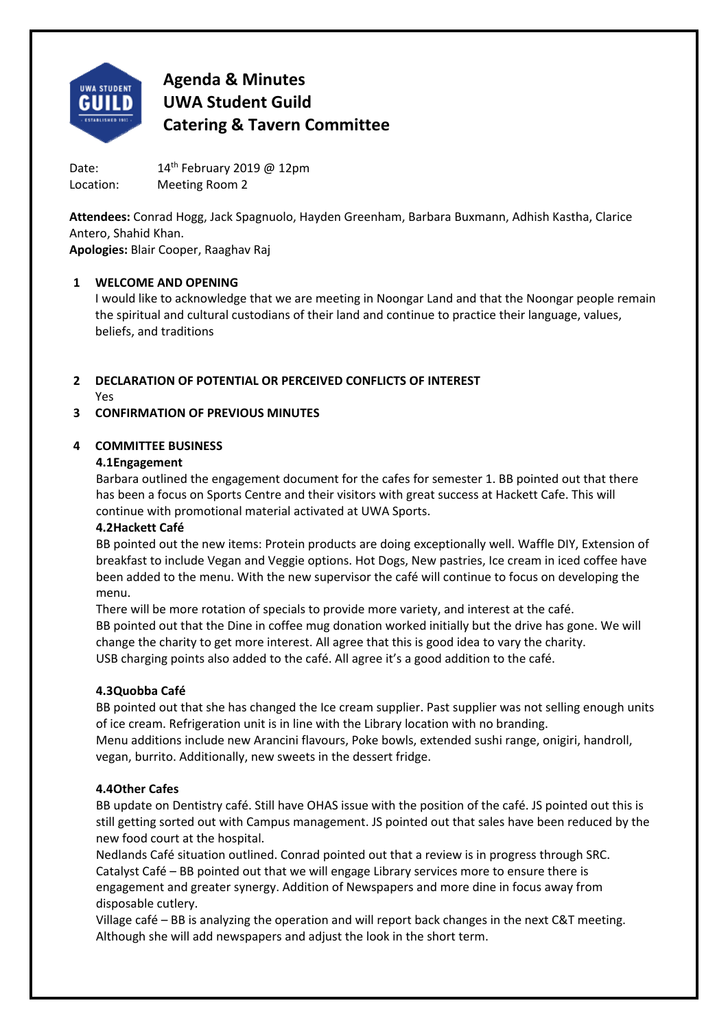# Agenda & Minutes
# UWA Student Guild
# Catering & Tavern Committee

Date: 14th February 2019 @ 12pm
Location: Meeting Room 2

**Attendees:** Conrad Hogg, Jack Spagnuolo, Hayden Greenham, Barbara Buxmann, Adhish Kastha, Clarice Antero, Shahid Khan.
**Apologies:** Blair Cooper, Raaghav Raj

## 1 WELCOME AND OPENING

I would like to acknowledge that we are meeting in Noongar Land and that the Noongar people remain the spiritual and cultural custodians of their land and continue to practice their language, values, beliefs, and traditions

## 2 DECLARATION OF POTENTIAL OR PERCEIVED CONFLICTS OF INTEREST

Yes

## 3 CONFIRMATION OF PREVIOUS MINUTES

## 4 COMMITTEE BUSINESS

### 4.1Engagement

Barbara outlined the engagement document for the cafes for semester 1. BB pointed out that there has been a focus on Sports Centre and their visitors with great success at Hackett Cafe. This will continue with promotional material activated at UWA Sports.

### 4.2Hackett Café

BB pointed out the new items: Protein products are doing exceptionally well. Waffle DIY, Extension of breakfast to include Vegan and Veggie options. Hot Dogs, New pastries, Ice cream in iced coffee have been added to the menu. With the new supervisor the café will continue to focus on developing the menu.

There will be more rotation of specials to provide more variety, and interest at the café.

BB pointed out that the Dine in coffee mug donation worked initially but the drive has gone. We will change the charity to get more interest. All agree that this is good idea to vary the charity.

USB charging points also added to the café. All agree it's a good addition to the café.

### 4.3Quobba Café

BB pointed out that she has changed the Ice cream supplier. Past supplier was not selling enough units of ice cream. Refrigeration unit is in line with the Library location with no branding.

Menu additions include new Arancini flavours, Poke bowls, extended sushi range, onigiri, handroll, vegan, burrito. Additionally, new sweets in the dessert fridge.

### 4.4Other Cafes

BB update on Dentistry café. Still have OHAS issue with the position of the café. JS pointed out this is still getting sorted out with Campus management. JS pointed out that sales have been reduced by the new food court at the hospital.

Nedlands Café situation outlined. Conrad pointed out that a review is in progress through SRC.

Catalyst Café – BB pointed out that we will engage Library services more to ensure there is engagement and greater synergy. Addition of Newspapers and more dine in focus away from disposable cutlery.

Village café – BB is analyzing the operation and will report back changes in the next C&T meeting. Although she will add newspapers and adjust the look in the short term.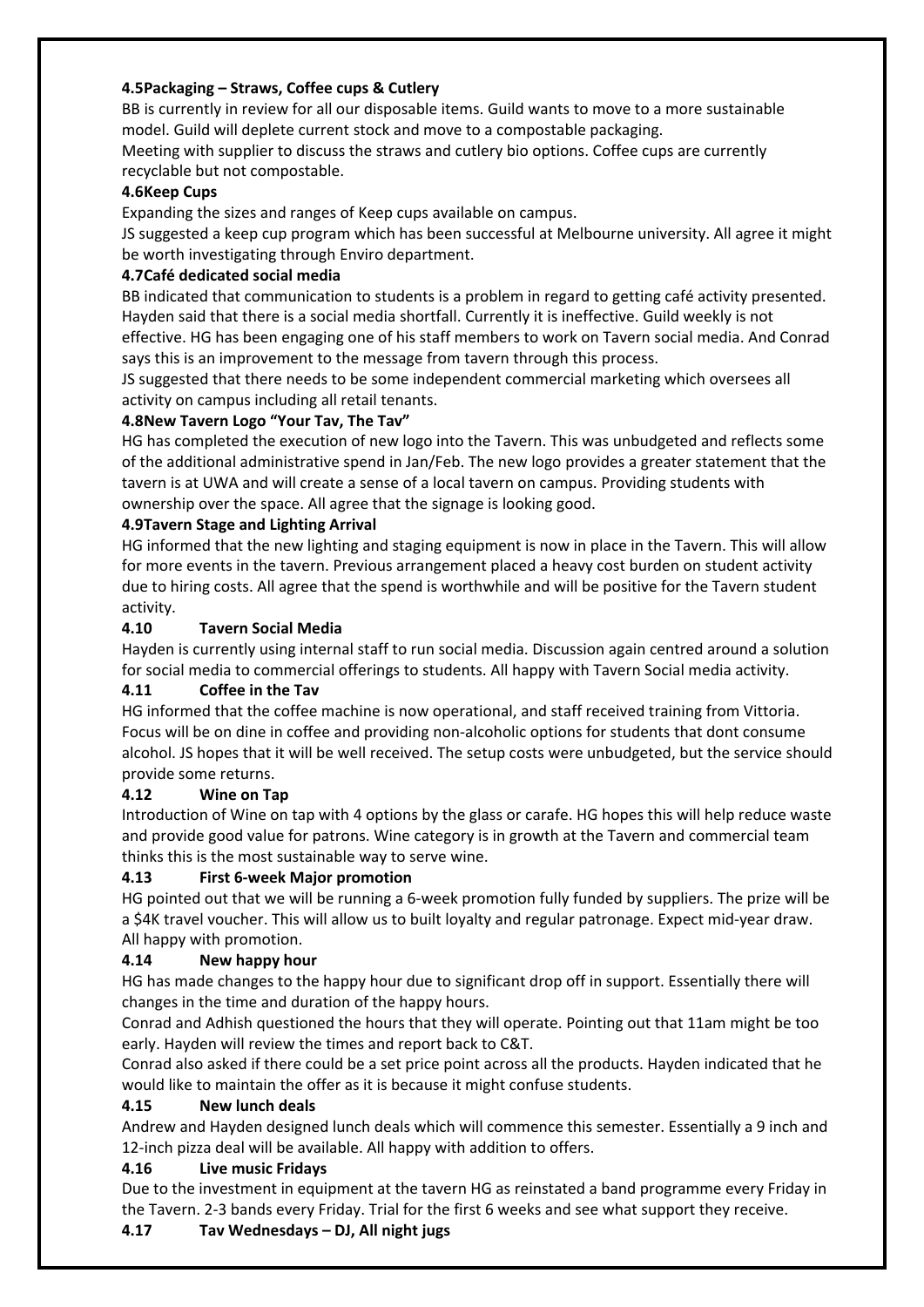**4.5Packaging – Straws, Coffee cups & Cutlery**

BB is currently in review for all our disposable items. Guild wants to move to a more sustainable model. Guild will deplete current stock and move to a compostable packaging.

Meeting with supplier to discuss the straws and cutlery bio options. Coffee cups are currently recyclable but not compostable.

**4.6Keep Cups**

Expanding the sizes and ranges of Keep cups available on campus.

JS suggested a keep cup program which has been successful at Melbourne university. All agree it might be worth investigating through Enviro department.

**4.7Café dedicated social media**

BB indicated that communication to students is a problem in regard to getting café activity presented. Hayden said that there is a social media shortfall. Currently it is ineffective. Guild weekly is not effective. HG has been engaging one of his staff members to work on Tavern social media. And Conrad says this is an improvement to the message from tavern through this process.

JS suggested that there needs to be some independent commercial marketing which oversees all activity on campus including all retail tenants.

**4.8New Tavern Logo "Your Tav, The Tav"**

HG has completed the execution of new logo into the Tavern. This was unbudgeted and reflects some of the additional administrative spend in Jan/Feb. The new logo provides a greater statement that the tavern is at UWA and will create a sense of a local tavern on campus. Providing students with ownership over the space. All agree that the signage is looking good.

**4.9Tavern Stage and Lighting Arrival**

HG informed that the new lighting and staging equipment is now in place in the Tavern. This will allow for more events in the tavern. Previous arrangement placed a heavy cost burden on student activity due to hiring costs. All agree that the spend is worthwhile and will be positive for the Tavern student activity.

**4.10 Tavern Social Media**

Hayden is currently using internal staff to run social media. Discussion again centred around a solution for social media to commercial offerings to students. All happy with Tavern Social media activity.

**4.11 Coffee in the Tav**

HG informed that the coffee machine is now operational, and staff received training from Vittoria. Focus will be on dine in coffee and providing non-alcoholic options for students that dont consume alcohol. JS hopes that it will be well received. The setup costs were unbudgeted, but the service should provide some returns.

**4.12 Wine on Tap**

Introduction of Wine on tap with 4 options by the glass or carafe. HG hopes this will help reduce waste and provide good value for patrons. Wine category is in growth at the Tavern and commercial team thinks this is the most sustainable way to serve wine.

**4.13 First 6-week Major promotion**

HG pointed out that we will be running a 6-week promotion fully funded by suppliers. The prize will be a $4K travel voucher. This will allow us to built loyalty and regular patronage. Expect mid-year draw. All happy with promotion.

**4.14 New happy hour**

HG has made changes to the happy hour due to significant drop off in support. Essentially there will changes in the time and duration of the happy hours.

Conrad and Adhish questioned the hours that they will operate. Pointing out that 11am might be too early. Hayden will review the times and report back to C&T.

Conrad also asked if there could be a set price point across all the products. Hayden indicated that he would like to maintain the offer as it is because it might confuse students.

**4.15 New lunch deals**

Andrew and Hayden designed lunch deals which will commence this semester. Essentially a 9 inch and 12-inch pizza deal will be available. All happy with addition to offers.

**4.16 Live music Fridays**

Due to the investment in equipment at the tavern HG as reinstated a band programme every Friday in the Tavern. 2-3 bands every Friday. Trial for the first 6 weeks and see what support they receive.

**4.17 Tav Wednesdays – DJ, All night jugs**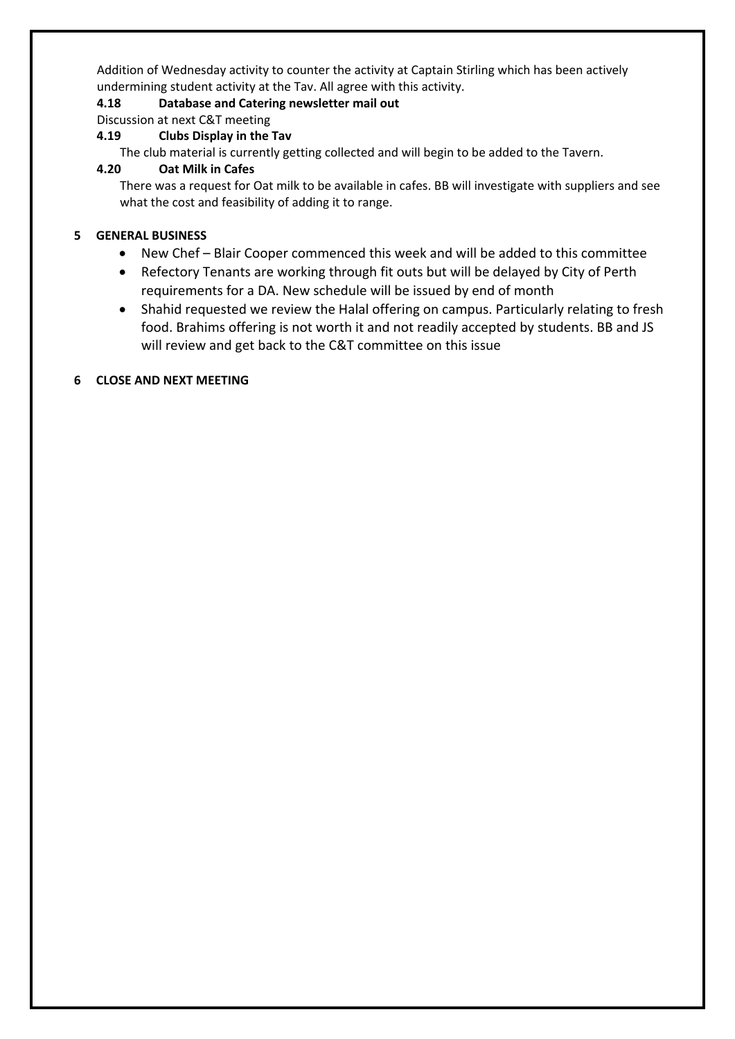Addition of Wednesday activity to counter the activity at Captain Stirling which has been actively undermining student activity at the Tav. All agree with this activity.

**4.18 Database and Catering newsletter mail out**

Discussion at next C&T meeting

**4.19 Clubs Display in the Tav**

The club material is currently getting collected and will begin to be added to the Tavern.

**4.20 Oat Milk in Cafes**

There was a request for Oat milk to be available in cafes. BB will investigate with suppliers and see what the cost and feasibility of adding it to range.

**5 GENERAL BUSINESS**

- New Chef – Blair Cooper commenced this week and will be added to this committee
- Refectory Tenants are working through fit outs but will be delayed by City of Perth requirements for a DA. New schedule will be issued by end of month
- Shahid requested we review the Halal offering on campus. Particularly relating to fresh food. Brahims offering is not worth it and not readily accepted by students. BB and JS will review and get back to the C&T committee on this issue

**6 CLOSE AND NEXT MEETING**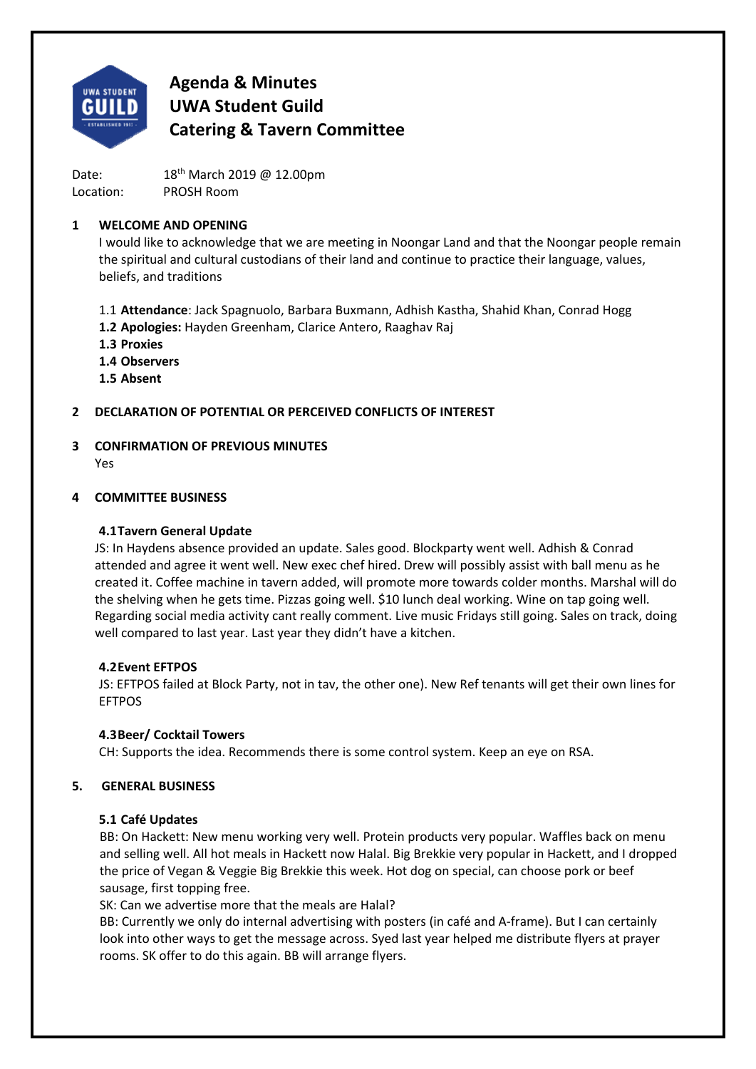# Agenda & Minutes
# UWA Student Guild
# Catering & Tavern Committee

Date: 18th March 2019 @ 12.00pm
Location: PROSH Room

## 1 WELCOME AND OPENING

I would like to acknowledge that we are meeting in Noongar Land and that the Noongar people remain the spiritual and cultural custodians of their land and continue to practice their language, values, beliefs, and traditions

1.1 **Attendance**: Jack Spagnuolo, Barbara Buxmann, Adhish Kastha, Shahid Khan, Conrad Hogg
**1.2 Apologies:** Hayden Greenham, Clarice Antero, Raaghav Raj
**1.3 Proxies**
**1.4 Observers**
**1.5 Absent**

## 2 DECLARATION OF POTENTIAL OR PERCEIVED CONFLICTS OF INTEREST

## 3 CONFIRMATION OF PREVIOUS MINUTES

Yes

## 4 COMMITTEE BUSINESS

### 4.1Tavern General Update

JS: In Haydens absence provided an update. Sales good. Blockparty went well. Adhish & Conrad attended and agree it went well. New exec chef hired. Drew will possibly assist with ball menu as he created it. Coffee machine in tavern added, will promote more towards colder months. Marshal will do the shelving when he gets time. Pizzas going well. $10 lunch deal working. Wine on tap going well. Regarding social media activity cant really comment. Live music Fridays still going. Sales on track, doing well compared to last year. Last year they didn't have a kitchen.

### 4.2Event EFTPOS

JS: EFTPOS failed at Block Party, not in tav, the other one). New Ref tenants will get their own lines for EFTPOS

### 4.3Beer/ Cocktail Towers

CH: Supports the idea. Recommends there is some control system. Keep an eye on RSA.

## 5. GENERAL BUSINESS

### 5.1 Café Updates

BB: On Hackett: New menu working very well. Protein products very popular. Waffles back on menu and selling well. All hot meals in Hackett now Halal. Big Brekkie very popular in Hackett, and I dropped the price of Vegan & Veggie Big Brekkie this week. Hot dog on special, can choose pork or beef sausage, first topping free.
SK: Can we advertise more that the meals are Halal?
BB: Currently we only do internal advertising with posters (in café and A-frame). But I can certainly look into other ways to get the message across. Syed last year helped me distribute flyers at prayer rooms. SK offer to do this again. BB will arrange flyers.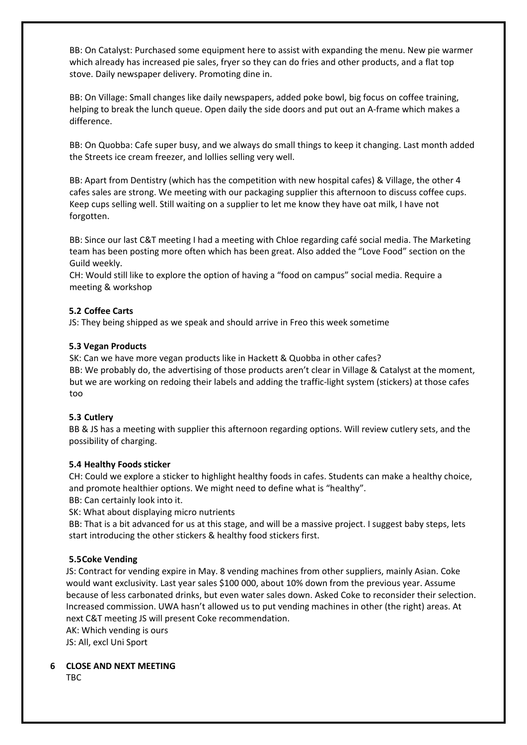BB: On Catalyst: Purchased some equipment here to assist with expanding the menu. New pie warmer which already has increased pie sales, fryer so they can do fries and other products, and a flat top stove. Daily newspaper delivery. Promoting dine in.

BB: On Village: Small changes like daily newspapers, added poke bowl, big focus on coffee training, helping to break the lunch queue. Open daily the side doors and put out an A-frame which makes a difference.

BB: On Quobba: Cafe super busy, and we always do small things to keep it changing. Last month added the Streets ice cream freezer, and lollies selling very well.

BB: Apart from Dentistry (which has the competition with new hospital cafes) & Village, the other 4 cafes sales are strong. We meeting with our packaging supplier this afternoon to discuss coffee cups. Keep cups selling well. Still waiting on a supplier to let me know they have oat milk, I have not forgotten.

BB: Since our last C&T meeting I had a meeting with Chloe regarding café social media. The Marketing team has been posting more often which has been great. Also added the "Love Food" section on the Guild weekly.
CH: Would still like to explore the option of having a "food on campus" social media. Require a meeting & workshop

### 5.2 Coffee Carts

JS: They being shipped as we speak and should arrive in Freo this week sometime

### 5.3 Vegan Products

SK: Can we have more vegan products like in Hackett & Quobba in other cafes?
BB: We probably do, the advertising of those products aren't clear in Village & Catalyst at the moment, but we are working on redoing their labels and adding the traffic-light system (stickers) at those cafes too

### 5.3 Cutlery

BB & JS has a meeting with supplier this afternoon regarding options. Will review cutlery sets, and the possibility of charging.

### 5.4 Healthy Foods sticker

CH: Could we explore a sticker to highlight healthy foods in cafes. Students can make a healthy choice, and promote healthier options. We might need to define what is "healthy".
BB: Can certainly look into it.
SK: What about displaying micro nutrients
BB: That is a bit advanced for us at this stage, and will be a massive project. I suggest baby steps, lets start introducing the other stickers & healthy food stickers first.

### 5.5Coke Vending

JS: Contract for vending expire in May. 8 vending machines from other suppliers, mainly Asian. Coke would want exclusivity. Last year sales $100 000, about 10% down from the previous year. Assume because of less carbonated drinks, but even water sales down. Asked Coke to reconsider their selection. Increased commission. UWA hasn't allowed us to put vending machines in other (the right) areas. At next C&T meeting JS will present Coke recommendation.
AK: Which vending is ours
JS: All, excl Uni Sport

## 6 CLOSE AND NEXT MEETING

TBC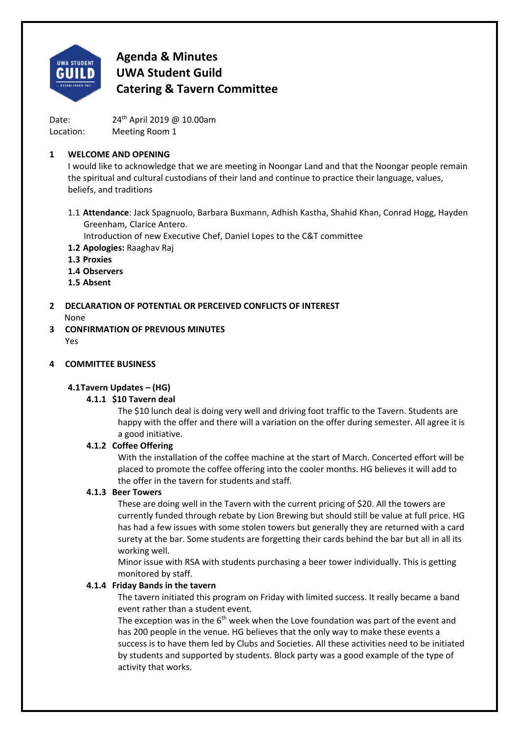# Agenda & Minutes
# UWA Student Guild
# Catering & Tavern Committee

Date: 24th April 2019 @ 10.00am
Location: Meeting Room 1

## 1 WELCOME AND OPENING

I would like to acknowledge that we are meeting in Noongar Land and that the Noongar people remain the spiritual and cultural custodians of their land and continue to practice their language, values, beliefs, and traditions

1.1 **Attendance**: Jack Spagnuolo, Barbara Buxmann, Adhish Kastha, Shahid Khan, Conrad Hogg, Hayden Greenham, Clarice Antero.
Introduction of new Executive Chef, Daniel Lopes to the C&T committee

**1.2 Apologies:** Raaghav Raj

**1.3 Proxies**

**1.4 Observers**

**1.5 Absent**

## 2 DECLARATION OF POTENTIAL OR PERCEIVED CONFLICTS OF INTEREST

None

## 3 CONFIRMATION OF PREVIOUS MINUTES

Yes

## 4 COMMITTEE BUSINESS

### 4.1 Tavern Updates – (HG)

#### 4.1.1 $10 Tavern deal

The $10 lunch deal is doing very well and driving foot traffic to the Tavern. Students are happy with the offer and there will a variation on the offer during semester. All agree it is a good initiative.

#### 4.1.2 Coffee Offering

With the installation of the coffee machine at the start of March. Concerted effort will be placed to promote the coffee offering into the cooler months. HG believes it will add to the offer in the tavern for students and staff.

#### 4.1.3 Beer Towers

These are doing well in the Tavern with the current pricing of $20. All the towers are currently funded through rebate by Lion Brewing but should still be value at full price. HG has had a few issues with some stolen towers but generally they are returned with a card surety at the bar. Some students are forgetting their cards behind the bar but all in all its working well.
Minor issue with RSA with students purchasing a beer tower individually. This is getting monitored by staff.

#### 4.1.4 Friday Bands in the tavern

The tavern initiated this program on Friday with limited success. It really became a band event rather than a student event.
The exception was in the 6th week when the Love foundation was part of the event and has 200 people in the venue. HG believes that the only way to make these events a success is to have them led by Clubs and Societies. All these activities need to be initiated by students and supported by students. Block party was a good example of the type of activity that works.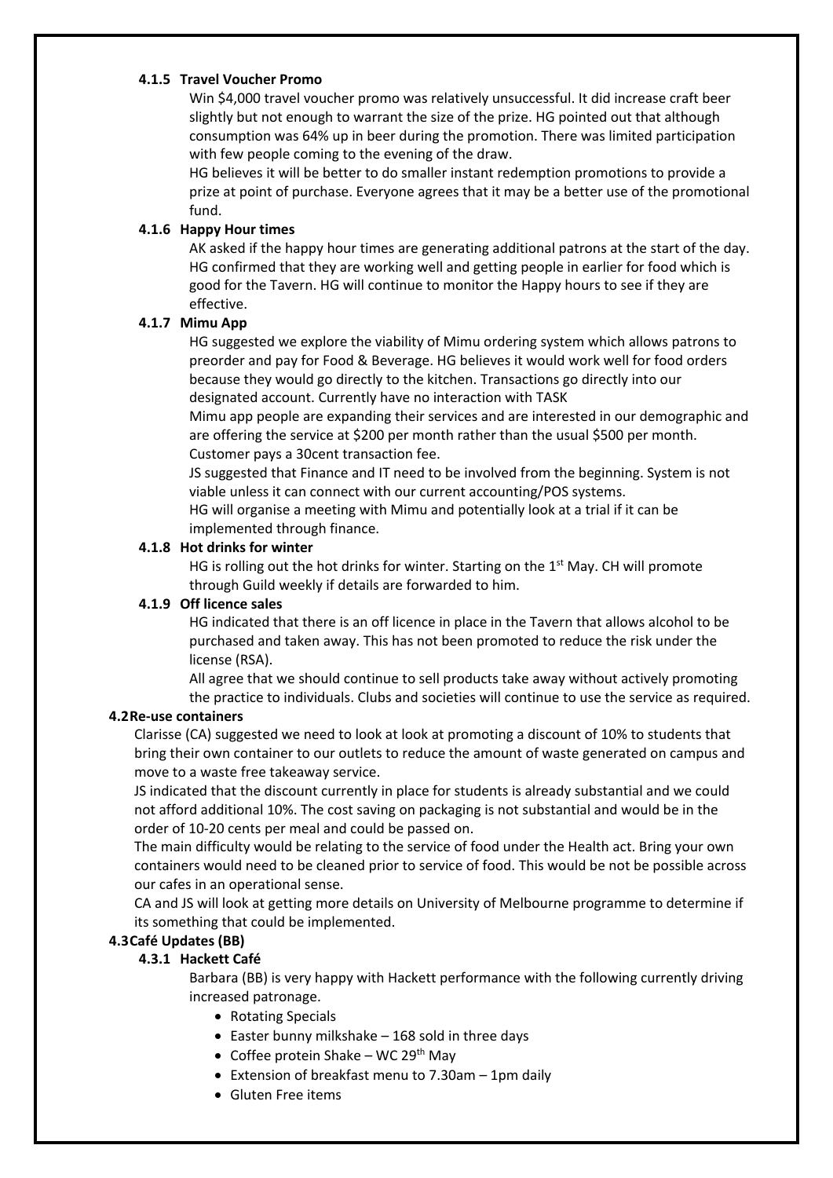#### 4.1.5 Travel Voucher Promo

Win $4,000 travel voucher promo was relatively unsuccessful. It did increase craft beer slightly but not enough to warrant the size of the prize. HG pointed out that although consumption was 64% up in beer during the promotion. There was limited participation with few people coming to the evening of the draw.

HG believes it will be better to do smaller instant redemption promotions to provide a prize at point of purchase. Everyone agrees that it may be a better use of the promotional fund.

#### 4.1.6 Happy Hour times

AK asked if the happy hour times are generating additional patrons at the start of the day. HG confirmed that they are working well and getting people in earlier for food which is good for the Tavern. HG will continue to monitor the Happy hours to see if they are effective.

#### 4.1.7 Mimu App

HG suggested we explore the viability of Mimu ordering system which allows patrons to preorder and pay for Food & Beverage. HG believes it would work well for food orders because they would go directly to the kitchen. Transactions go directly into our designated account. Currently have no interaction with TASK

Mimu app people are expanding their services and are interested in our demographic and are offering the service at $200 per month rather than the usual $500 per month. Customer pays a 30cent transaction fee.

JS suggested that Finance and IT need to be involved from the beginning. System is not viable unless it can connect with our current accounting/POS systems.

HG will organise a meeting with Mimu and potentially look at a trial if it can be implemented through finance.

#### 4.1.8 Hot drinks for winter

HG is rolling out the hot drinks for winter. Starting on the 1st May. CH will promote through Guild weekly if details are forwarded to him.

#### 4.1.9 Off licence sales

HG indicated that there is an off licence in place in the Tavern that allows alcohol to be purchased and taken away. This has not been promoted to reduce the risk under the license (RSA).

All agree that we should continue to sell products take away without actively promoting the practice to individuals. Clubs and societies will continue to use the service as required.

### 4.2 Re-use containers

Clarisse (CA) suggested we need to look at look at promoting a discount of 10% to students that bring their own container to our outlets to reduce the amount of waste generated on campus and move to a waste free takeaway service.

JS indicated that the discount currently in place for students is already substantial and we could not afford additional 10%. The cost saving on packaging is not substantial and would be in the order of 10-20 cents per meal and could be passed on.

The main difficulty would be relating to the service of food under the Health act. Bring your own containers would need to be cleaned prior to service of food. This would be not be possible across our cafes in an operational sense.

CA and JS will look at getting more details on University of Melbourne programme to determine if its something that could be implemented.

### 4.3 Café Updates (BB)

#### 4.3.1 Hackett Café

Barbara (BB) is very happy with Hackett performance with the following currently driving increased patronage.

- Rotating Specials
- Easter bunny milkshake – 168 sold in three days
- Coffee protein Shake – WC 29th May
- Extension of breakfast menu to 7.30am – 1pm daily
- Gluten Free items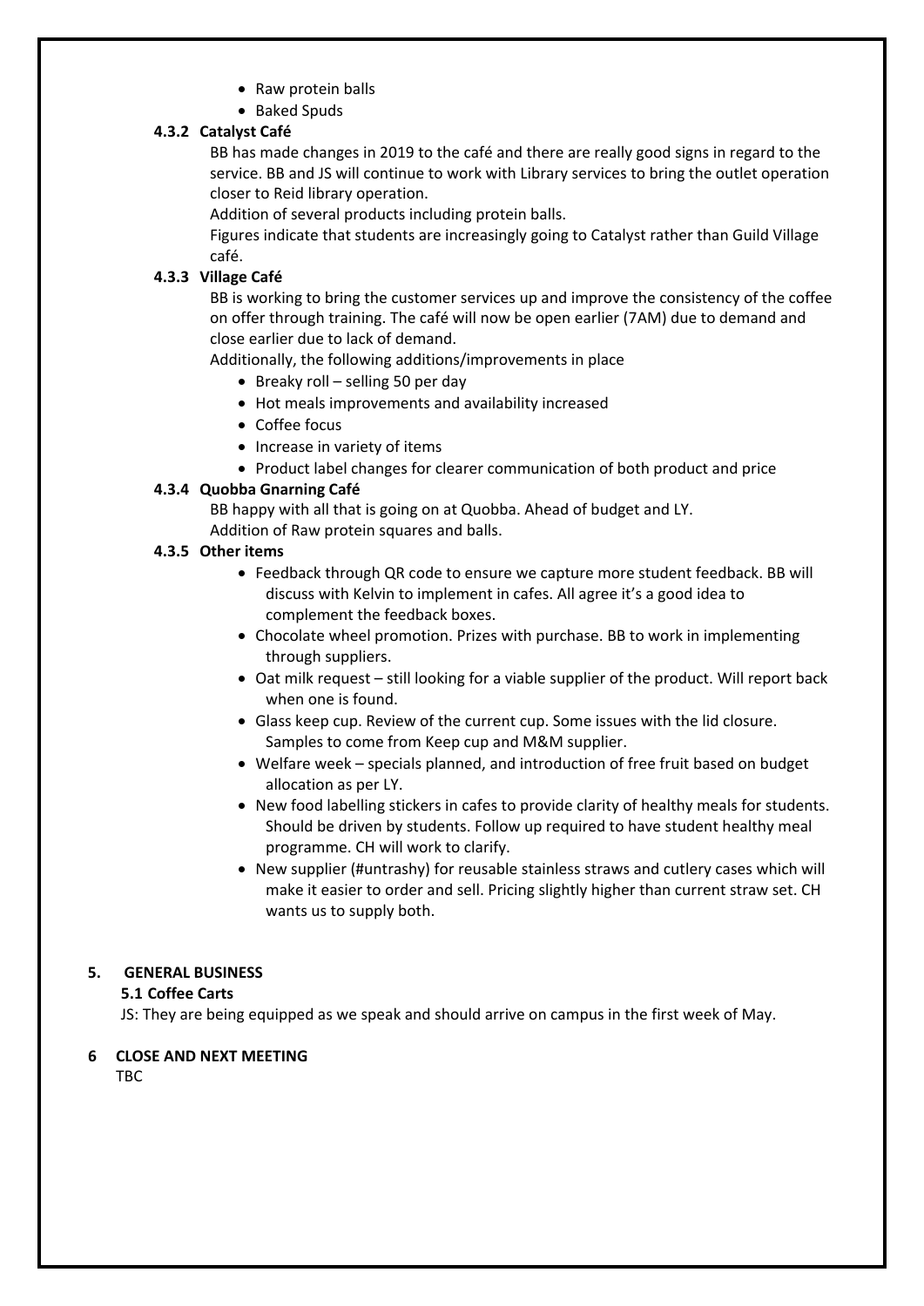- Raw protein balls
- Baked Spuds

#### 4.3.2 Catalyst Café

BB has made changes in 2019 to the café and there are really good signs in regard to the service. BB and JS will continue to work with Library services to bring the outlet operation closer to Reid library operation.

Addition of several products including protein balls.

Figures indicate that students are increasingly going to Catalyst rather than Guild Village café.

#### 4.3.3 Village Café

BB is working to bring the customer services up and improve the consistency of the coffee on offer through training. The café will now be open earlier (7AM) due to demand and close earlier due to lack of demand.

Additionally, the following additions/improvements in place

- Breaky roll – selling 50 per day
- Hot meals improvements and availability increased
- Coffee focus
- Increase in variety of items
- Product label changes for clearer communication of both product and price

#### 4.3.4 Quobba Gnarning Café

BB happy with all that is going on at Quobba. Ahead of budget and LY.

Addition of Raw protein squares and balls.

#### 4.3.5 Other items

- Feedback through QR code to ensure we capture more student feedback. BB will discuss with Kelvin to implement in cafes. All agree it's a good idea to complement the feedback boxes.
- Chocolate wheel promotion. Prizes with purchase. BB to work in implementing through suppliers.
- Oat milk request – still looking for a viable supplier of the product. Will report back when one is found.
- Glass keep cup. Review of the current cup. Some issues with the lid closure. Samples to come from Keep cup and M&M supplier.
- Welfare week – specials planned, and introduction of free fruit based on budget allocation as per LY.
- New food labelling stickers in cafes to provide clarity of healthy meals for students. Should be driven by students. Follow up required to have student healthy meal programme. CH will work to clarify.
- New supplier (#untrashy) for reusable stainless straws and cutlery cases which will make it easier to order and sell. Pricing slightly higher than current straw set. CH wants us to supply both.

## 5. GENERAL BUSINESS

### 5.1 Coffee Carts

JS: They are being equipped as we speak and should arrive on campus in the first week of May.

## 6 CLOSE AND NEXT MEETING

TBC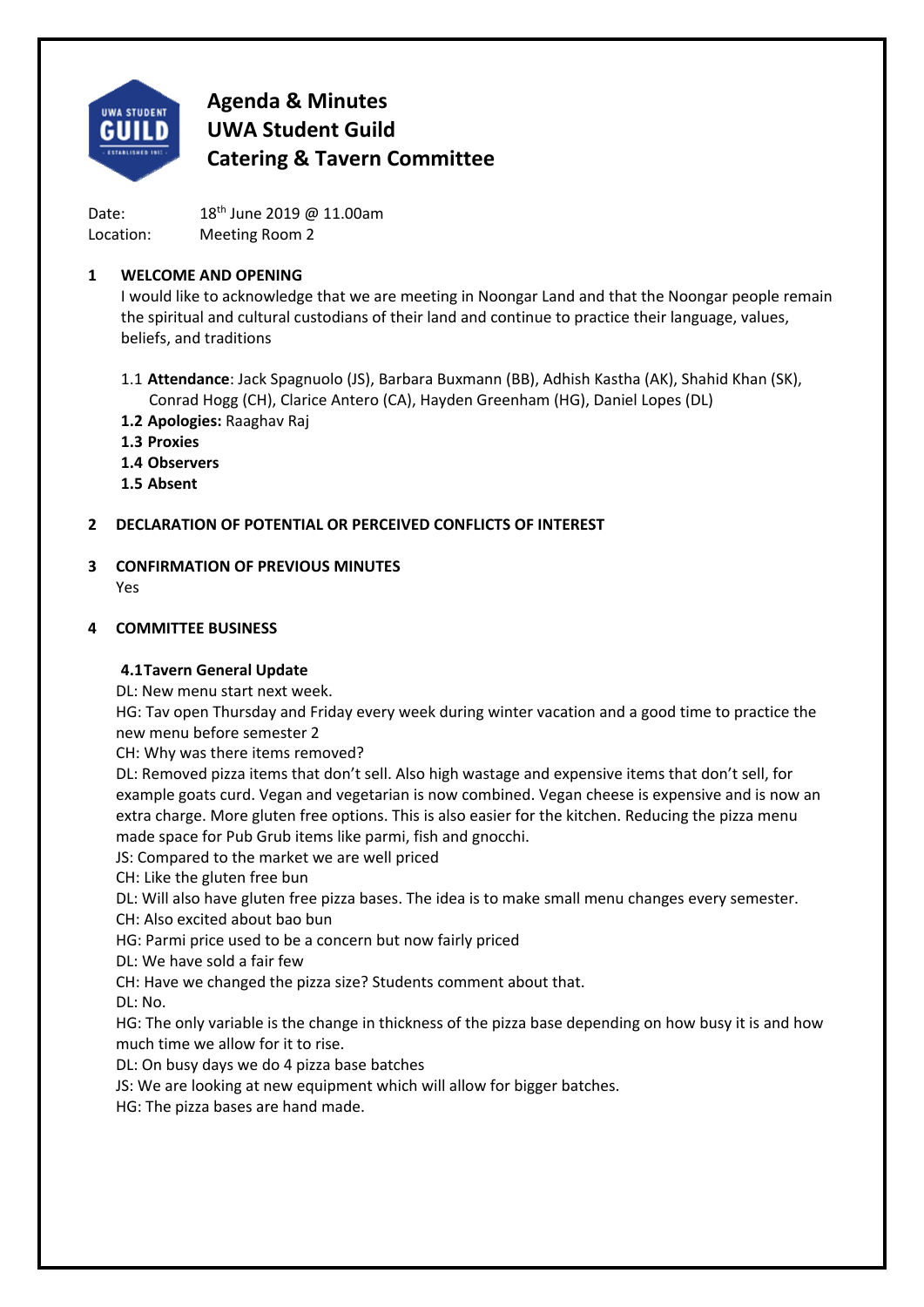# Agenda & Minutes
# UWA Student Guild
# Catering & Tavern Committee

Date: 18th June 2019 @ 11.00am
Location: Meeting Room 2

**1 WELCOME AND OPENING**

I would like to acknowledge that we are meeting in Noongar Land and that the Noongar people remain the spiritual and cultural custodians of their land and continue to practice their language, values, beliefs, and traditions

1.1 **Attendance**: Jack Spagnuolo (JS), Barbara Buxmann (BB), Adhish Kastha (AK), Shahid Khan (SK), Conrad Hogg (CH), Clarice Antero (CA), Hayden Greenham (HG), Daniel Lopes (DL)

**1.2 Apologies:** Raaghav Raj

**1.3 Proxies**

**1.4 Observers**

**1.5 Absent**

**2 DECLARATION OF POTENTIAL OR PERCEIVED CONFLICTS OF INTEREST**

**3 CONFIRMATION OF PREVIOUS MINUTES**

Yes

**4 COMMITTEE BUSINESS**

**4.1 Tavern General Update**

DL: New menu start next week.

HG: Tav open Thursday and Friday every week during winter vacation and a good time to practice the new menu before semester 2

CH: Why was there items removed?

DL: Removed pizza items that don't sell. Also high wastage and expensive items that don't sell, for example goats curd. Vegan and vegetarian is now combined. Vegan cheese is expensive and is now an extra charge. More gluten free options. This is also easier for the kitchen. Reducing the pizza menu made space for Pub Grub items like parmi, fish and gnocchi.

JS: Compared to the market we are well priced

CH: Like the gluten free bun

DL: Will also have gluten free pizza bases. The idea is to make small menu changes every semester.

CH: Also excited about bao bun

HG: Parmi price used to be a concern but now fairly priced

DL: We have sold a fair few

CH: Have we changed the pizza size? Students comment about that.

DL: No.

HG: The only variable is the change in thickness of the pizza base depending on how busy it is and how much time we allow for it to rise.

DL: On busy days we do 4 pizza base batches

JS: We are looking at new equipment which will allow for bigger batches.

HG: The pizza bases are hand made.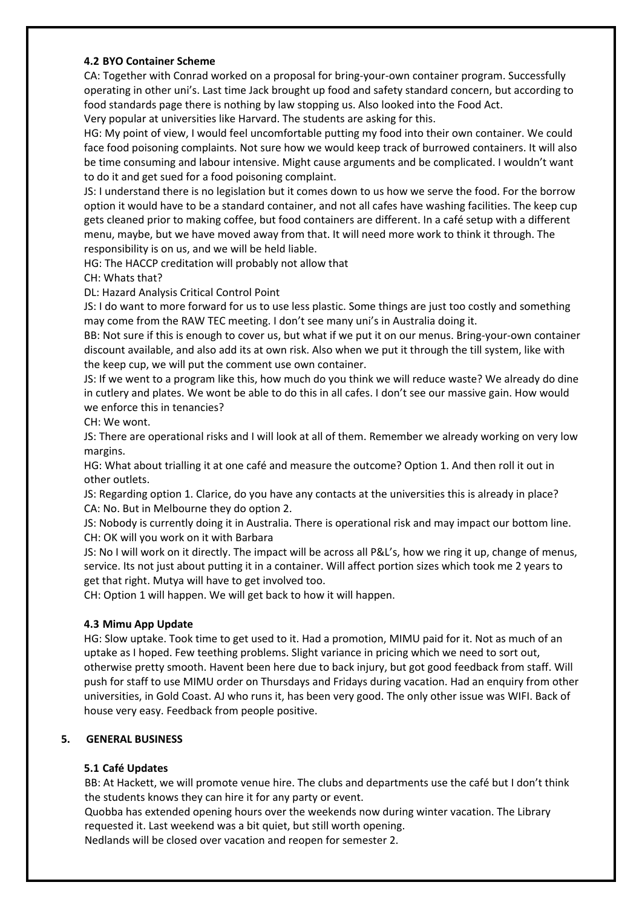#### 4.2 BYO Container Scheme

CA: Together with Conrad worked on a proposal for bring-your-own container program. Successfully operating in other uni's. Last time Jack brought up food and safety standard concern, but according to food standards page there is nothing by law stopping us. Also looked into the Food Act.
Very popular at universities like Harvard. The students are asking for this.

HG: My point of view, I would feel uncomfortable putting my food into their own container. We could face food poisoning complaints. Not sure how we would keep track of burrowed containers. It will also be time consuming and labour intensive. Might cause arguments and be complicated. I wouldn't want to do it and get sued for a food poisoning complaint.

JS: I understand there is no legislation but it comes down to us how we serve the food. For the borrow option it would have to be a standard container, and not all cafes have washing facilities. The keep cup gets cleaned prior to making coffee, but food containers are different. In a café setup with a different menu, maybe, but we have moved away from that. It will need more work to think it through. The responsibility is on us, and we will be held liable.

HG: The HACCP creditation will probably not allow that

CH: Whats that?

DL: Hazard Analysis Critical Control Point

JS: I do want to more forward for us to use less plastic. Some things are just too costly and something may come from the RAW TEC meeting. I don't see many uni's in Australia doing it.

BB: Not sure if this is enough to cover us, but what if we put it on our menus. Bring-your-own container discount available, and also add its at own risk. Also when we put it through the till system, like with the keep cup, we will put the comment use own container.

JS: If we went to a program like this, how much do you think we will reduce waste? We already do dine in cutlery and plates. We wont be able to do this in all cafes. I don't see our massive gain. How would we enforce this in tenancies?

CH: We wont.

JS: There are operational risks and I will look at all of them. Remember we already working on very low margins.

HG: What about trialling it at one café and measure the outcome? Option 1. And then roll it out in other outlets.

JS: Regarding option 1. Clarice, do you have any contacts at the universities this is already in place?

CA: No. But in Melbourne they do option 2.

JS: Nobody is currently doing it in Australia. There is operational risk and may impact our bottom line.

CH: OK will you work on it with Barbara

JS: No I will work on it directly. The impact will be across all P&L's, how we ring it up, change of menus, service. Its not just about putting it in a container. Will affect portion sizes which took me 2 years to get that right. Mutya will have to get involved too.

CH: Option 1 will happen. We will get back to how it will happen.

#### 4.3 Mimu App Update

HG: Slow uptake. Took time to get used to it. Had a promotion, MIMU paid for it. Not as much of an uptake as I hoped. Few teething problems. Slight variance in pricing which we need to sort out, otherwise pretty smooth. Havent been here due to back injury, but got good feedback from staff. Will push for staff to use MIMU order on Thursdays and Fridays during vacation. Had an enquiry from other universities, in Gold Coast. AJ who runs it, has been very good. The only other issue was WIFI. Back of house very easy. Feedback from people positive.

### 5. GENERAL BUSINESS

#### 5.1 Café Updates

BB: At Hackett, we will promote venue hire. The clubs and departments use the café but I don't think the students knows they can hire it for any party or event.

Quobba has extended opening hours over the weekends now during winter vacation. The Library requested it. Last weekend was a bit quiet, but still worth opening.

Nedlands will be closed over vacation and reopen for semester 2.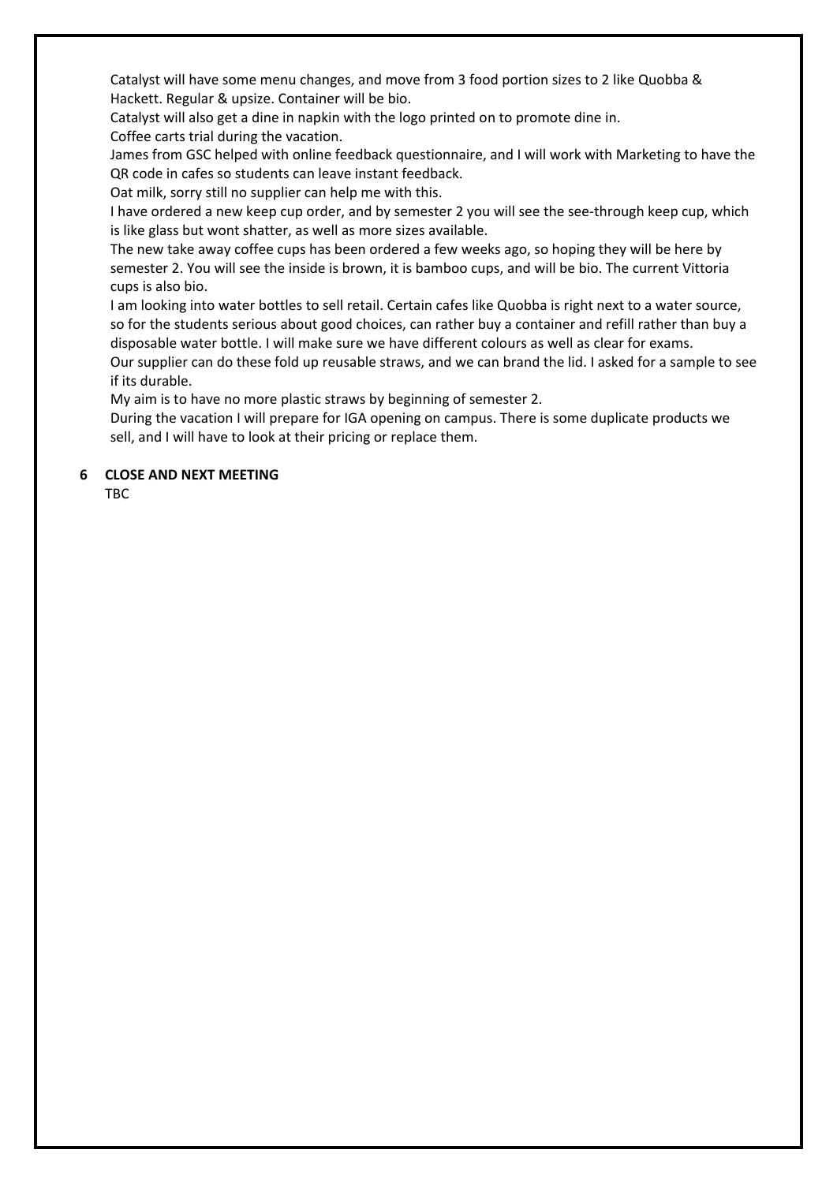Catalyst will have some menu changes, and move from 3 food portion sizes to 2 like Quobba & Hackett. Regular & upsize. Container will be bio.

Catalyst will also get a dine in napkin with the logo printed on to promote dine in.

Coffee carts trial during the vacation.

James from GSC helped with online feedback questionnaire, and I will work with Marketing to have the QR code in cafes so students can leave instant feedback.

Oat milk, sorry still no supplier can help me with this.

I have ordered a new keep cup order, and by semester 2 you will see the see-through keep cup, which is like glass but wont shatter, as well as more sizes available.

The new take away coffee cups has been ordered a few weeks ago, so hoping they will be here by semester 2. You will see the inside is brown, it is bamboo cups, and will be bio. The current Vittoria cups is also bio.

I am looking into water bottles to sell retail. Certain cafes like Quobba is right next to a water source, so for the students serious about good choices, can rather buy a container and refill rather than buy a disposable water bottle. I will make sure we have different colours as well as clear for exams.

Our supplier can do these fold up reusable straws, and we can brand the lid. I asked for a sample to see if its durable.

My aim is to have no more plastic straws by beginning of semester 2.

During the vacation I will prepare for IGA opening on campus. There is some duplicate products we sell, and I will have to look at their pricing or replace them.

## 6 CLOSE AND NEXT MEETING

TBC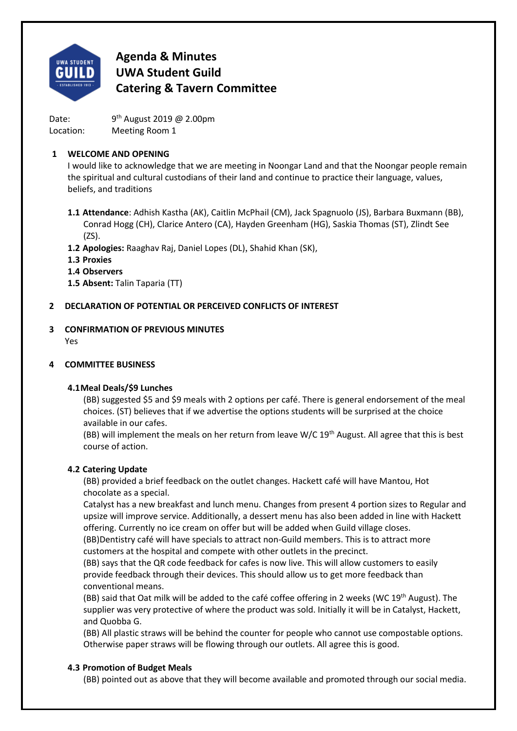# Agenda & Minutes
# UWA Student Guild
# Catering & Tavern Committee

Date: 9th August 2019 @ 2.00pm
Location: Meeting Room 1

## 1 WELCOME AND OPENING

I would like to acknowledge that we are meeting in Noongar Land and that the Noongar people remain the spiritual and cultural custodians of their land and continue to practice their language, values, beliefs, and traditions

**1.1 Attendance**: Adhish Kastha (AK), Caitlin McPhail (CM), Jack Spagnuolo (JS), Barbara Buxmann (BB), Conrad Hogg (CH), Clarice Antero (CA), Hayden Greenham (HG), Saskia Thomas (ST), Zlindt See (ZS).

**1.2 Apologies:** Raaghav Raj, Daniel Lopes (DL), Shahid Khan (SK),

**1.3 Proxies**

**1.4 Observers**

**1.5 Absent:** Talin Taparia (TT)

## 2 DECLARATION OF POTENTIAL OR PERCEIVED CONFLICTS OF INTEREST

## 3 CONFIRMATION OF PREVIOUS MINUTES

Yes

## 4 COMMITTEE BUSINESS

### 4.1 Meal Deals/$9 Lunches

(BB) suggested $5 and $9 meals with 2 options per café. There is general endorsement of the meal choices. (ST) believes that if we advertise the options students will be surprised at the choice available in our cafes.

(BB) will implement the meals on her return from leave W/C 19th August. All agree that this is best course of action.

### 4.2 Catering Update

(BB) provided a brief feedback on the outlet changes. Hackett café will have Mantou, Hot chocolate as a special.

Catalyst has a new breakfast and lunch menu. Changes from present 4 portion sizes to Regular and upsize will improve service. Additionally, a dessert menu has also been added in line with Hackett offering. Currently no ice cream on offer but will be added when Guild village closes.

(BB)Dentistry café will have specials to attract non-Guild members. This is to attract more customers at the hospital and compete with other outlets in the precinct.

(BB) says that the QR code feedback for cafes is now live. This will allow customers to easily provide feedback through their devices. This should allow us to get more feedback than conventional means.

(BB) said that Oat milk will be added to the café coffee offering in 2 weeks (WC 19th August). The supplier was very protective of where the product was sold. Initially it will be in Catalyst, Hackett, and Quobba G.

(BB) All plastic straws will be behind the counter for people who cannot use compostable options. Otherwise paper straws will be flowing through our outlets. All agree this is good.

### 4.3 Promotion of Budget Meals

(BB) pointed out as above that they will become available and promoted through our social media.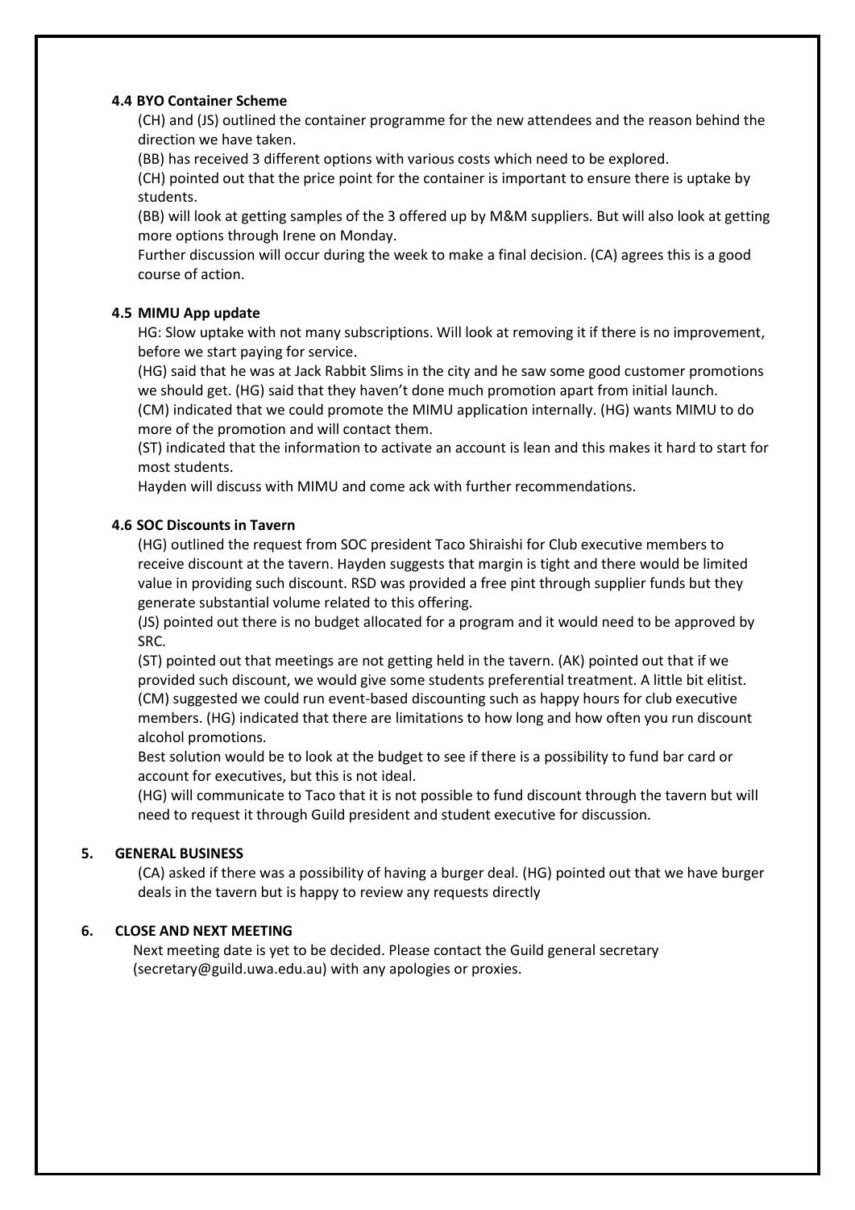### 4.4 BYO Container Scheme

(CH) and (JS) outlined the container programme for the new attendees and the reason behind the direction we have taken.

(BB) has received 3 different options with various costs which need to be explored.

(CH) pointed out that the price point for the container is important to ensure there is uptake by students.

(BB) will look at getting samples of the 3 offered up by M&M suppliers. But will also look at getting more options through Irene on Monday.

Further discussion will occur during the week to make a final decision. (CA) agrees this is a good course of action.

### 4.5 MIMU App update

HG: Slow uptake with not many subscriptions. Will look at removing it if there is no improvement, before we start paying for service.

(HG) said that he was at Jack Rabbit Slims in the city and he saw some good customer promotions we should get. (HG) said that they haven't done much promotion apart from initial launch.

(CM) indicated that we could promote the MIMU application internally. (HG) wants MIMU to do more of the promotion and will contact them.

(ST) indicated that the information to activate an account is lean and this makes it hard to start for most students.

Hayden will discuss with MIMU and come ack with further recommendations.

### 4.6 SOC Discounts in Tavern

(HG) outlined the request from SOC president Taco Shiraishi for Club executive members to receive discount at the tavern. Hayden suggests that margin is tight and there would be limited value in providing such discount. RSD was provided a free pint through supplier funds but they generate substantial volume related to this offering.

(JS) pointed out there is no budget allocated for a program and it would need to be approved by SRC.

(ST) pointed out that meetings are not getting held in the tavern. (AK) pointed out that if we provided such discount, we would give some students preferential treatment. A little bit elitist.

(CM) suggested we could run event-based discounting such as happy hours for club executive members. (HG) indicated that there are limitations to how long and how often you run discount alcohol promotions.

Best solution would be to look at the budget to see if there is a possibility to fund bar card or account for executives, but this is not ideal.

(HG) will communicate to Taco that it is not possible to fund discount through the tavern but will need to request it through Guild president and student executive for discussion.

## 5. GENERAL BUSINESS

(CA) asked if there was a possibility of having a burger deal. (HG) pointed out that we have burger deals in the tavern but is happy to review any requests directly

## 6. CLOSE AND NEXT MEETING

Next meeting date is yet to be decided. Please contact the Guild general secretary (secretary@guild.uwa.edu.au) with any apologies or proxies.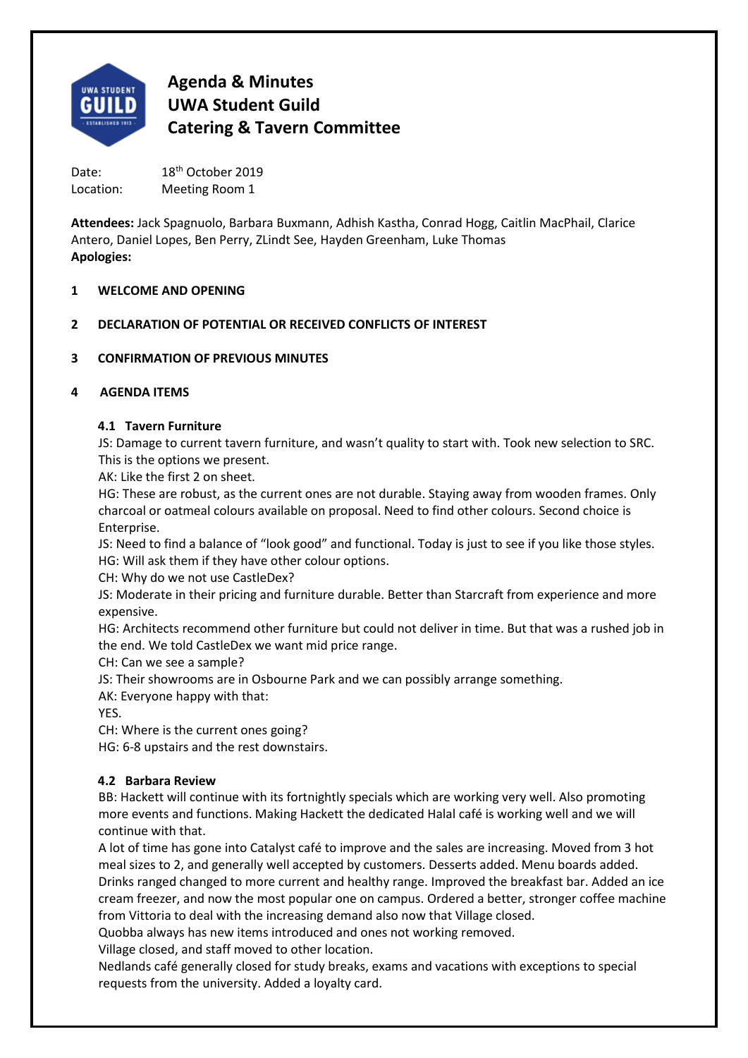# Agenda & Minutes
# UWA Student Guild
# Catering & Tavern Committee

Date: 18th October 2019
Location: Meeting Room 1

**Attendees:** Jack Spagnuolo, Barbara Buxmann, Adhish Kastha, Conrad Hogg, Caitlin MacPhail, Clarice Antero, Daniel Lopes, Ben Perry, ZLindt See, Hayden Greenham, Luke Thomas
**Apologies:**

1 **WELCOME AND OPENING**

2 **DECLARATION OF POTENTIAL OR RECEIVED CONFLICTS OF INTEREST**

3 **CONFIRMATION OF PREVIOUS MINUTES**

4 **AGENDA ITEMS**

**4.1 Tavern Furniture**

JS: Damage to current tavern furniture, and wasn't quality to start with. Took new selection to SRC. This is the options we present.
AK: Like the first 2 on sheet.
HG: These are robust, as the current ones are not durable. Staying away from wooden frames. Only charcoal or oatmeal colours available on proposal. Need to find other colours. Second choice is Enterprise.
JS: Need to find a balance of "look good" and functional. Today is just to see if you like those styles.
HG: Will ask them if they have other colour options.
CH: Why do we not use CastleDex?
JS: Moderate in their pricing and furniture durable. Better than Starcraft from experience and more expensive.
HG: Architects recommend other furniture but could not deliver in time. But that was a rushed job in the end. We told CastleDex we want mid price range.
CH: Can we see a sample?
JS: Their showrooms are in Osbourne Park and we can possibly arrange something.
AK: Everyone happy with that:
YES.
CH: Where is the current ones going?
HG: 6-8 upstairs and the rest downstairs.

**4.2 Barbara Review**

BB: Hackett will continue with its fortnightly specials which are working very well. Also promoting more events and functions. Making Hackett the dedicated Halal café is working well and we will continue with that.
A lot of time has gone into Catalyst café to improve and the sales are increasing. Moved from 3 hot meal sizes to 2, and generally well accepted by customers. Desserts added. Menu boards added. Drinks ranged changed to more current and healthy range. Improved the breakfast bar. Added an ice cream freezer, and now the most popular one on campus. Ordered a better, stronger coffee machine from Vittoria to deal with the increasing demand also now that Village closed.
Quobba always has new items introduced and ones not working removed.
Village closed, and staff moved to other location.
Nedlands café generally closed for study breaks, exams and vacations with exceptions to special requests from the university. Added a loyalty card.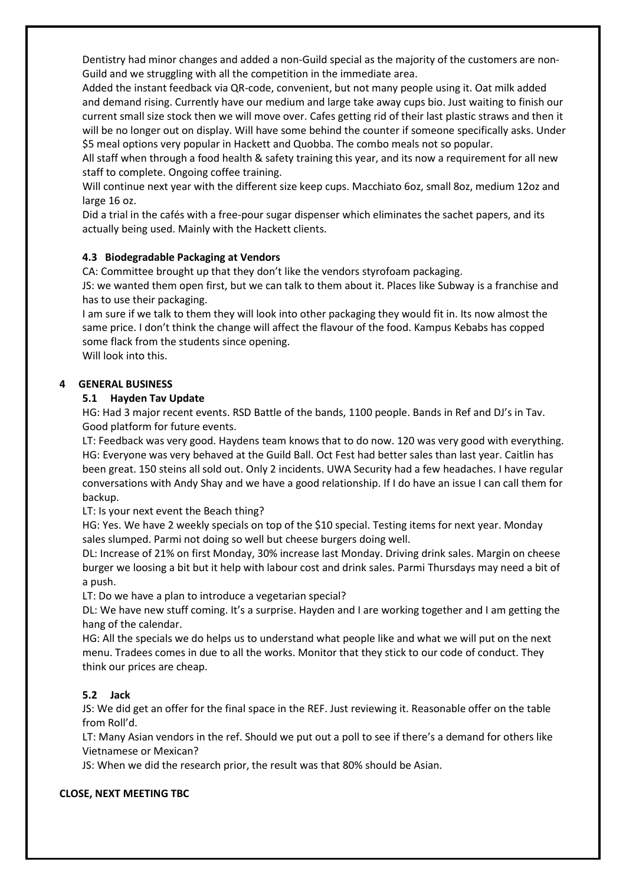Dentistry had minor changes and added a non-Guild special as the majority of the customers are non-Guild and we struggling with all the competition in the immediate area.

Added the instant feedback via QR-code, convenient, but not many people using it. Oat milk added and demand rising. Currently have our medium and large take away cups bio. Just waiting to finish our current small size stock then we will move over. Cafes getting rid of their last plastic straws and then it will be no longer out on display. Will have some behind the counter if someone specifically asks. Under $5 meal options very popular in Hackett and Quobba. The combo meals not so popular.

All staff when through a food health & safety training this year, and its now a requirement for all new staff to complete. Ongoing coffee training.

Will continue next year with the different size keep cups. Macchiato 6oz, small 8oz, medium 12oz and large 16 oz.

Did a trial in the cafés with a free-pour sugar dispenser which eliminates the sachet papers, and its actually being used. Mainly with the Hackett clients.

### 4.3 Biodegradable Packaging at Vendors

CA: Committee brought up that they don't like the vendors styrofoam packaging.

JS: we wanted them open first, but we can talk to them about it. Places like Subway is a franchise and has to use their packaging.

I am sure if we talk to them they will look into other packaging they would fit in. Its now almost the same price. I don't think the change will affect the flavour of the food. Kampus Kebabs has copped some flack from the students since opening.

Will look into this.

## 4 GENERAL BUSINESS

### 5.1 Hayden Tav Update

HG: Had 3 major recent events. RSD Battle of the bands, 1100 people. Bands in Ref and DJ's in Tav. Good platform for future events.

LT: Feedback was very good. Haydens team knows that to do now. 120 was very good with everything.

HG: Everyone was very behaved at the Guild Ball. Oct Fest had better sales than last year. Caitlin has been great. 150 steins all sold out. Only 2 incidents. UWA Security had a few headaches. I have regular conversations with Andy Shay and we have a good relationship. If I do have an issue I can call them for backup.

LT: Is your next event the Beach thing?

HG: Yes. We have 2 weekly specials on top of the $10 special. Testing items for next year. Monday sales slumped. Parmi not doing so well but cheese burgers doing well.

DL: Increase of 21% on first Monday, 30% increase last Monday. Driving drink sales. Margin on cheese burger we loosing a bit but it help with labour cost and drink sales. Parmi Thursdays may need a bit of a push.

LT: Do we have a plan to introduce a vegetarian special?

DL: We have new stuff coming. It's a surprise. Hayden and I are working together and I am getting the hang of the calendar.

HG: All the specials we do helps us to understand what people like and what we will put on the next menu. Tradees comes in due to all the works. Monitor that they stick to our code of conduct. They think our prices are cheap.

### 5.2 Jack

JS: We did get an offer for the final space in the REF. Just reviewing it. Reasonable offer on the table from Roll'd.

LT: Many Asian vendors in the ref. Should we put out a poll to see if there's a demand for others like Vietnamese or Mexican?

JS: When we did the research prior, the result was that 80% should be Asian.

**CLOSE, NEXT MEETING TBC**